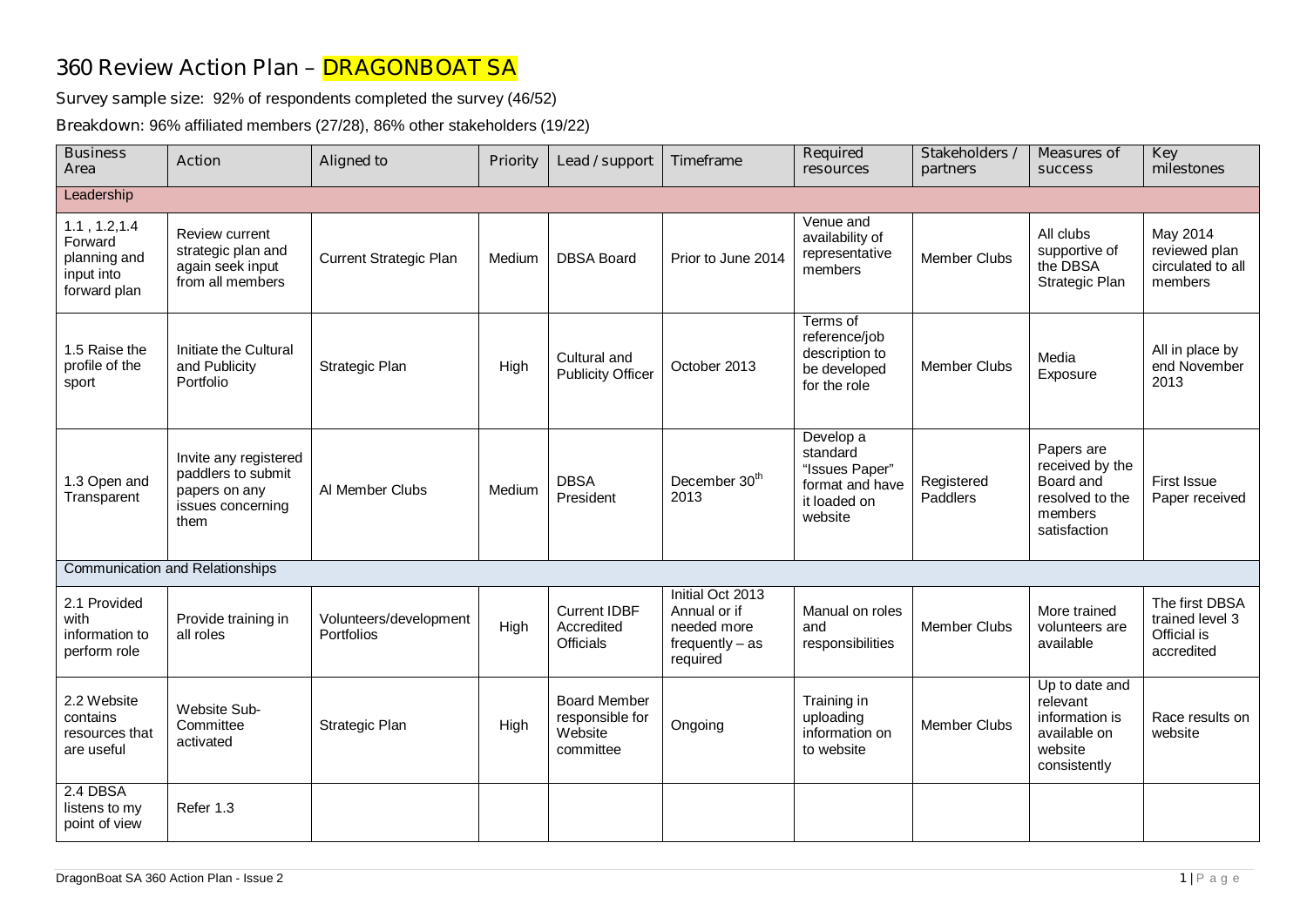# 360 Review Action Plan – DRAGONBOAT SA

Survey sample size: 92% of respondents completed the survey (46/52)

Breakdown: 96% affiliated members (27/28), 86% other stakeholders (19/22)

| Business Area | Action | Aligned to | Priority | Lead / support | Timeframe | Required resources | Stakeholders / partners | Measures of success | Key milestones |
|---|---|---|---|---|---|---|---|---|---|
| Leadership | | | | | | | | | |
| 1.1 , 1.2,1.4 Forward planning and input into forward plan | Review current strategic plan and again seek input from all members | Current Strategic Plan | Medium | DBSA Board | Prior to June 2014 | Venue and availability of representative members | Member Clubs | All clubs supportive of the DBSA Strategic Plan | May 2014 reviewed plan circulated to all members |
| 1.5 Raise the profile of the sport | Initiate the Cultural and Publicity Portfolio | Strategic Plan | High | Cultural and Publicity Officer | October 2013 | Terms of reference/job description to be developed for the role | Member Clubs | Media Exposure | All in place by end November 2013 |
| 1.3 Open and Transparent | Invite any registered paddlers to submit papers on any issues concerning them | Al Member Clubs | Medium | DBSA President | December 30th 2013 | Develop a standard "Issues Paper" format and have it loaded on website | Registered Paddlers | Papers are received by the Board and resolved to the members satisfaction | First Issue Paper received |
| Communication and Relationships | | | | | | | | | |
| 2.1 Provided with information to perform role | Provide training in all roles | Volunteers/development Portfolios | High | Current IDBF Accredited Officials | Initial Oct 2013 Annual or if needed more frequently – as required | Manual on roles and responsibilities | Member Clubs | More trained volunteers are available | The first DBSA trained level 3 Official is accredited |
| 2.2 Website contains resources that are useful | Website Sub-Committee activated | Strategic Plan | High | Board Member responsible for Website committee | Ongoing | Training in uploading information on to website | Member Clubs | Up to date and relevant information is available on website consistently | Race results on website |
| 2.4 DBSA listens to my point of view | Refer 1.3 | | | | | | | | |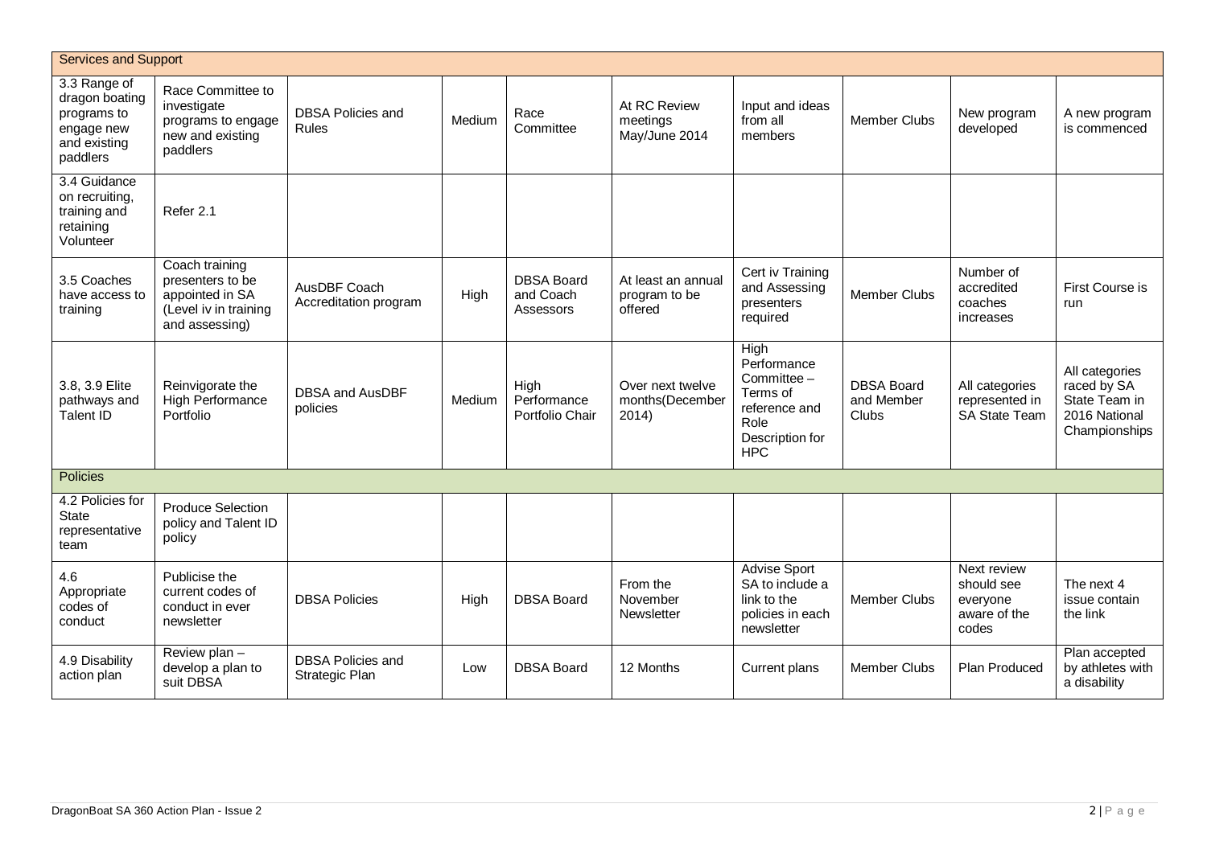| | | | | | | | | | |
|---|---|---|---|---|---|---|---|---|---|
| Services and Support | | | | | | | | | |
| 3.3 Range of dragon boating programs to engage new and existing paddlers | Race Committee to investigate programs to engage new and existing paddlers | DBSA Policies and Rules | Medium | Race Committee | At RC Review meetings May/June 2014 | Input and ideas from all members | Member Clubs | New program developed | A new program is commenced |
| 3.4 Guidance on recruiting, training and retaining Volunteer | Refer 2.1 | | | | | | | | |
| 3.5 Coaches have access to training | Coach training presenters to be appointed in SA (Level iv in training and assessing) | AusDBF Coach Accreditation program | High | DBSA Board and Coach Assessors | At least an annual program to be offered | Cert iv Training and Assessing presenters required | Member Clubs | Number of accredited coaches increases | First Course is run |
| 3.8, 3.9 Elite pathways and Talent ID | Reinvigorate the High Performance Portfolio | DBSA and AusDBF policies | Medium | High Performance Portfolio Chair | Over next twelve months(December 2014) | High Performance Committee – Terms of reference and Role Description for HPC | DBSA Board and Member Clubs | All categories represented in SA State Team | All categories raced by SA State Team in 2016 National Championships |
| Policies | | | | | | | | | |
| 4.2 Policies for State representative team | Produce Selection policy and Talent ID policy | | | | | | | | |
| 4.6 Appropriate codes of conduct | Publicise the current codes of conduct in ever newsletter | DBSA Policies | High | DBSA Board | From the November Newsletter | Advise Sport SA to include a link to the policies in each newsletter | Member Clubs | Next review should see everyone aware of the codes | The next 4 issue contain the link |
| 4.9 Disability action plan | Review plan – develop a plan to suit DBSA | DBSA Policies and Strategic Plan | Low | DBSA Board | 12 Months | Current plans | Member Clubs | Plan Produced | Plan accepted by athletes with a disability |